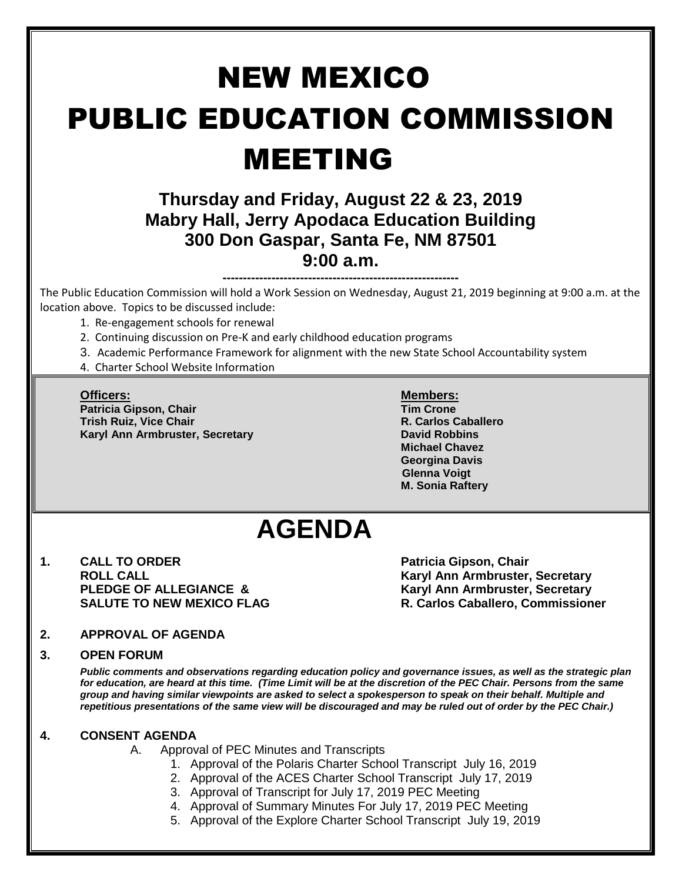# NEW MEXICO PUBLIC EDUCATION COMMISSION MEETING

**Thursday and Friday, August 22 & 23, 2019**
**Mabry Hall, Jerry Apodaca Education Building**
**300 Don Gaspar, Santa Fe, NM 87501**
**9:00 a.m.**

---

The Public Education Commission will hold a Work Session on Wednesday, August 21, 2019 beginning at 9:00 a.m. at the location above. Topics to be discussed include:

1. Re-engagement schools for renewal
2. Continuing discussion on Pre-K and early childhood education programs
3. Academic Performance Framework for alignment with the new State School Accountability system
4. Charter School Website Information

**Officers:**
**Patricia Gipson, Chair**
**Trish Ruiz, Vice Chair**
**Karyl Ann Armbruster, Secretary**

**Members:**
**Tim Crone**
**R. Carlos Caballero**
**David Robbins**
**Michael Chavez**
**Georgina Davis**
**Glenna Voigt**
**M. Sonia Raftery**

# AGENDA

**1. CALL TO ORDER** — **Patricia Gipson, Chair**
**ROLL CALL** — **Karyl Ann Armbruster, Secretary**
**PLEDGE OF ALLEGIANCE &** — **Karyl Ann Armbruster, Secretary**
**SALUTE TO NEW MEXICO FLAG** — **R. Carlos Caballero, Commissioner**

**2. APPROVAL OF AGENDA**

**3. OPEN FORUM**

***Public comments and observations regarding education policy and governance issues, as well as the strategic plan for education, are heard at this time. (Time Limit will be at the discretion of the PEC Chair. Persons from the same group and having similar viewpoints are asked to select a spokesperson to speak on their behalf. Multiple and repetitious presentations of the same view will be discouraged and may be ruled out of order by the PEC Chair.)***

**4. CONSENT AGENDA**

A. Approval of PEC Minutes and Transcripts
   1. Approval of the Polaris Charter School Transcript July 16, 2019
   2. Approval of the ACES Charter School Transcript July 17, 2019
   3. Approval of Transcript for July 17, 2019 PEC Meeting
   4. Approval of Summary Minutes For July 17, 2019 PEC Meeting
   5. Approval of the Explore Charter School Transcript July 19, 2019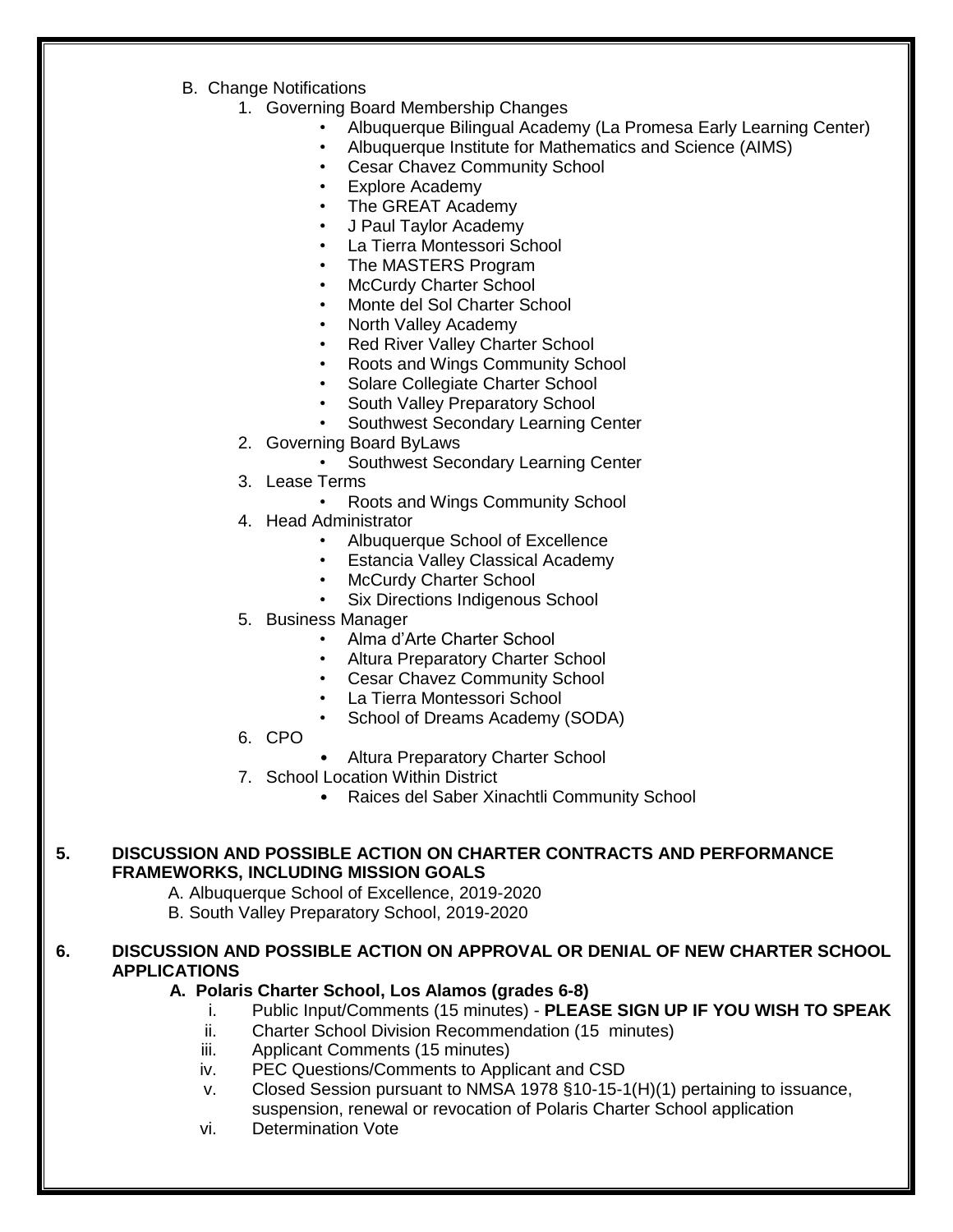B. Change Notifications

1. Governing Board Membership Changes
   - Albuquerque Bilingual Academy (La Promesa Early Learning Center)
   - Albuquerque Institute for Mathematics and Science (AIMS)
   - Cesar Chavez Community School
   - Explore Academy
   - The GREAT Academy
   - J Paul Taylor Academy
   - La Tierra Montessori School
   - The MASTERS Program
   - McCurdy Charter School
   - Monte del Sol Charter School
   - North Valley Academy
   - Red River Valley Charter School
   - Roots and Wings Community School
   - Solare Collegiate Charter School
   - South Valley Preparatory School
   - Southwest Secondary Learning Center
2. Governing Board ByLaws
   - Southwest Secondary Learning Center
3. Lease Terms
   - Roots and Wings Community School
4. Head Administrator
   - Albuquerque School of Excellence
   - Estancia Valley Classical Academy
   - McCurdy Charter School
   - Six Directions Indigenous School
5. Business Manager
   - Alma d'Arte Charter School
   - Altura Preparatory Charter School
   - Cesar Chavez Community School
   - La Tierra Montessori School
   - School of Dreams Academy (SODA)
6. CPO
   - Altura Preparatory Charter School
7. School Location Within District
   - Raices del Saber Xinachtli Community School

**5. DISCUSSION AND POSSIBLE ACTION ON CHARTER CONTRACTS AND PERFORMANCE FRAMEWORKS, INCLUDING MISSION GOALS**

A. Albuquerque School of Excellence, 2019-2020

B. South Valley Preparatory School, 2019-2020

**6. DISCUSSION AND POSSIBLE ACTION ON APPROVAL OR DENIAL OF NEW CHARTER SCHOOL APPLICATIONS**

**A. Polaris Charter School, Los Alamos (grades 6-8)**

i. Public Input/Comments (15 minutes) - **PLEASE SIGN UP IF YOU WISH TO SPEAK**

ii. Charter School Division Recommendation (15 minutes)

iii. Applicant Comments (15 minutes)

iv. PEC Questions/Comments to Applicant and CSD

v. Closed Session pursuant to NMSA 1978 §10-15-1(H)(1) pertaining to issuance, suspension, renewal or revocation of Polaris Charter School application

vi. Determination Vote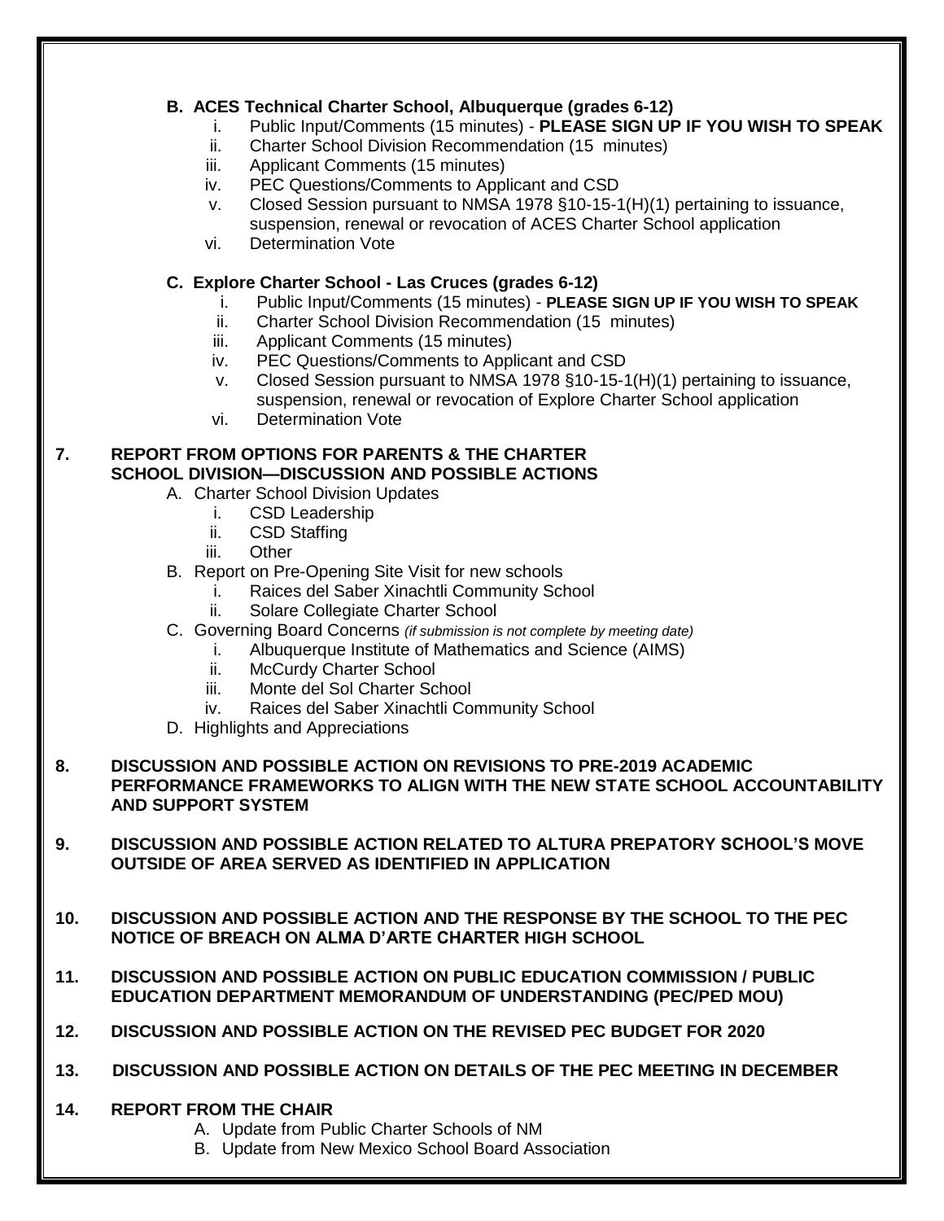**B. ACES Technical Charter School, Albuquerque (grades 6-12)**

i. Public Input/Comments (15 minutes) - **PLEASE SIGN UP IF YOU WISH TO SPEAK**
ii. Charter School Division Recommendation (15 minutes)
iii. Applicant Comments (15 minutes)
iv. PEC Questions/Comments to Applicant and CSD
v. Closed Session pursuant to NMSA 1978 §10-15-1(H)(1) pertaining to issuance, suspension, renewal or revocation of ACES Charter School application
vi. Determination Vote

**C. Explore Charter School - Las Cruces (grades 6-12)**

i. Public Input/Comments (15 minutes) - **PLEASE SIGN UP IF YOU WISH TO SPEAK**
ii. Charter School Division Recommendation (15 minutes)
iii. Applicant Comments (15 minutes)
iv. PEC Questions/Comments to Applicant and CSD
v. Closed Session pursuant to NMSA 1978 §10-15-1(H)(1) pertaining to issuance, suspension, renewal or revocation of Explore Charter School application
vi. Determination Vote

**7. REPORT FROM OPTIONS FOR PARENTS & THE CHARTER SCHOOL DIVISION—DISCUSSION AND POSSIBLE ACTIONS**

A. Charter School Division Updates
  i. CSD Leadership
  ii. CSD Staffing
  iii. Other

B. Report on Pre-Opening Site Visit for new schools
  i. Raices del Saber Xinachtli Community School
  ii. Solare Collegiate Charter School

C. Governing Board Concerns *(if submission is not complete by meeting date)*
  i. Albuquerque Institute of Mathematics and Science (AIMS)
  ii. McCurdy Charter School
  iii. Monte del Sol Charter School
  iv. Raices del Saber Xinachtli Community School

D. Highlights and Appreciations

**8. DISCUSSION AND POSSIBLE ACTION ON REVISIONS TO PRE-2019 ACADEMIC PERFORMANCE FRAMEWORKS TO ALIGN WITH THE NEW STATE SCHOOL ACCOUNTABILITY AND SUPPORT SYSTEM**

**9. DISCUSSION AND POSSIBLE ACTION RELATED TO ALTURA PREPATORY SCHOOL'S MOVE OUTSIDE OF AREA SERVED AS IDENTIFIED IN APPLICATION**

**10. DISCUSSION AND POSSIBLE ACTION AND THE RESPONSE BY THE SCHOOL TO THE PEC NOTICE OF BREACH ON ALMA D'ARTE CHARTER HIGH SCHOOL**

**11. DISCUSSION AND POSSIBLE ACTION ON PUBLIC EDUCATION COMMISSION / PUBLIC EDUCATION DEPARTMENT MEMORANDUM OF UNDERSTANDING (PEC/PED MOU)**

**12. DISCUSSION AND POSSIBLE ACTION ON THE REVISED PEC BUDGET FOR 2020**

**13. DISCUSSION AND POSSIBLE ACTION ON DETAILS OF THE PEC MEETING IN DECEMBER**

**14. REPORT FROM THE CHAIR**

A. Update from Public Charter Schools of NM
B. Update from New Mexico School Board Association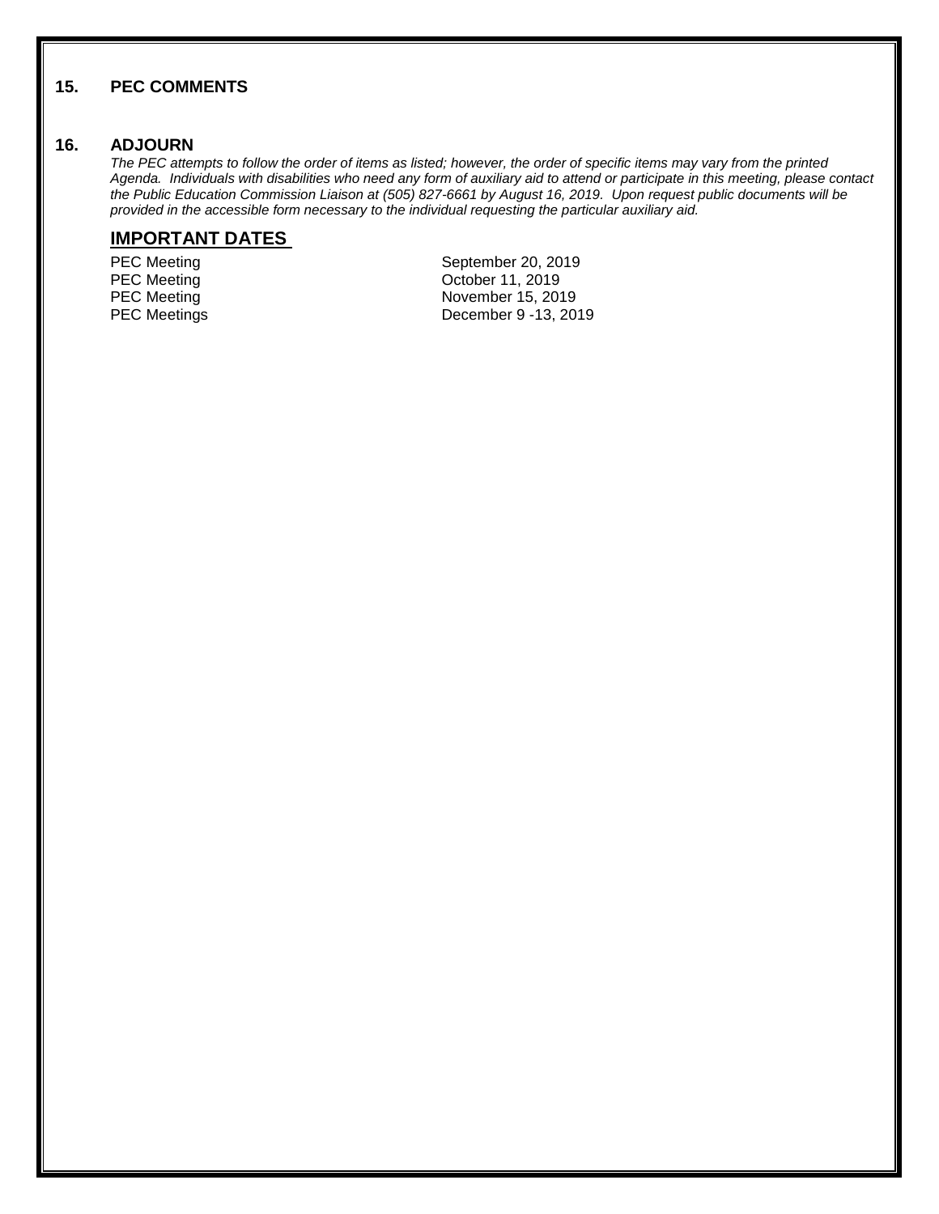## 15. PEC COMMENTS

## 16. ADJOURN

*The PEC attempts to follow the order of items as listed; however, the order of specific items may vary from the printed Agenda. Individuals with disabilities who need any form of auxiliary aid to attend or participate in this meeting, please contact the Public Education Commission Liaison at (505) 827-6661 by August 16, 2019. Upon request public documents will be provided in the accessible form necessary to the individual requesting the particular auxiliary aid.*

## IMPORTANT DATES

| | |
|---|---|
| PEC Meeting | September 20, 2019 |
| PEC Meeting | October 11, 2019 |
| PEC Meeting | November 15, 2019 |
| PEC Meetings | December 9 -13, 2019 |